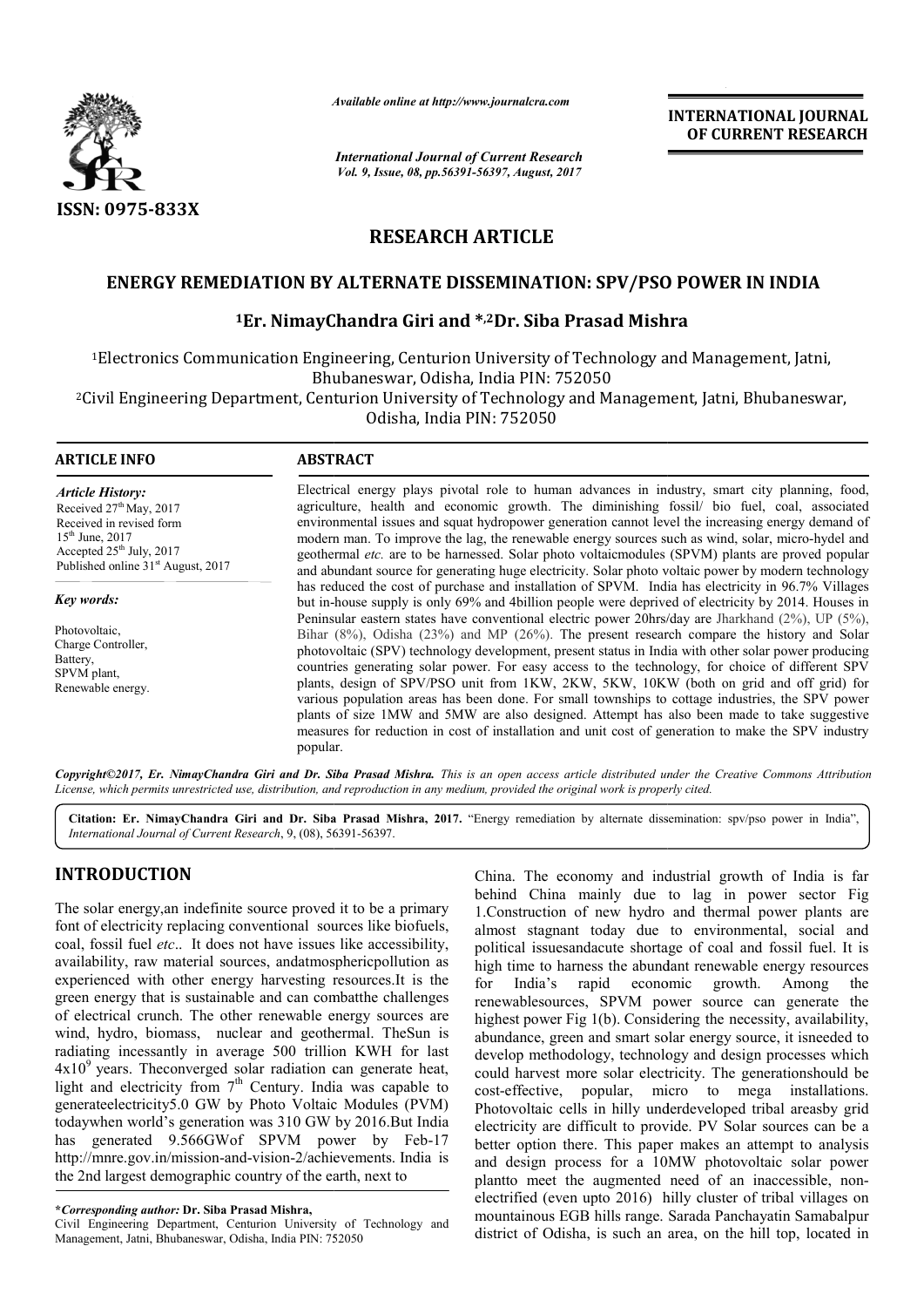*Available online at http://www.journalcra.com*

*International Journal of Current Research*
*Vol. 9, Issue, 08, pp.56391-56397, August, 2017*

**INTERNATIONAL JOURNAL OF CURRENT RESEARCH**

ISSN: 0975-833X

# RESEARCH ARTICLE

## ENERGY REMEDIATION BY ALTERNATE DISSEMINATION: SPV/PSO POWER IN INDIA

### [1]Er. NimayChandra Giri and *,[2]Dr. Siba Prasad Mishra

[1]Electronics Communication Engineering, Centurion University of Technology and Management, Jatni, Bhubaneswar, Odisha, India PIN: 752050

[2]Civil Engineering Department, Centurion University of Technology and Management, Jatni, Bhubaneswar, Odisha, India PIN: 752050

**ARTICLE INFO**

*Article History:*

Received 27th May, 2017
Received in revised form
15th June, 2017
Accepted 25th July, 2017
Published online 31st August, 2017

*Key words:*

Photovoltaic,
Charge Controller,
Battery,
SPVM plant,
Renewable energy.

**ABSTRACT**

Electrical energy plays pivotal role to human advances in industry, smart city planning, food, agriculture, health and economic growth. The diminishing fossil/ bio fuel, coal, associated environmental issues and squat hydropower generation cannot level the increasing energy demand of modern man. To improve the lag, the renewable energy sources such as wind, solar, micro-hydel and geothermal *etc.* are to be harnessed. Solar photo voltaicmodules (SPVM) plants are proved popular and abundant source for generating huge electricity. Solar photo voltaic power by modern technology has reduced the cost of purchase and installation of SPVM. India has electricity in 96.7% Villages but in-house supply is only 69% and 4billion people were deprived of electricity by 2014. Houses in Peninsular eastern states have conventional electric power 20hrs/day are Jharkhand (2%), UP (5%), Bihar (8%), Odisha (23%) and MP (26%). The present research compare the history and Solar photovoltaic (SPV) technology development, present status in India with other solar power producing countries generating solar power. For easy access to the technology, for choice of different SPV plants, design of SPV/PSO unit from 1KW, 2KW, 5KW, 10KW (both on grid and off grid) for various population areas has been done. For small townships to cottage industries, the SPV power plants of size 1MW and 5MW are also designed. Attempt has also been made to take suggestive measures for reduction in cost of installation and unit cost of generation to make the SPV industry popular.

***Copyright©2017, Er. NimayChandra Giri and Dr. Siba Prasad Mishra.*** *This is an open access article distributed under the Creative Commons Attribution License, which permits unrestricted use, distribution, and reproduction in any medium, provided the original work is properly cited.*

**Citation: Er. NimayChandra Giri and Dr. Siba Prasad Mishra, 2017.** "Energy remediation by alternate dissemination: spv/pso power in India", *International Journal of Current Research*, 9, (08), 56391-56397.

# INTRODUCTION

The solar energy,an indefinite source proved it to be a primary font of electricity replacing conventional sources like biofuels, coal, fossil fuel *etc*.. It does not have issues like accessibility, availability, raw material sources, andatmosphericpollution as experienced with other energy harvesting resources.It is the green energy that is sustainable and can combatthe challenges of electrical crunch. The other renewable energy sources are wind, hydro, biomass, nuclear and geothermal. TheSun is radiating incessantly in average 500 trillion KWH for last $4x10^9$ years. Theconverged solar radiation can generate heat, light and electricity from 7th Century. India was capable to generateelectricity5.0 GW by Photo Voltaic Modules (PVM) todaywhen world's generation was 310 GW by 2016.But India has generated 9.566GWof SPVM power by Feb-17 http://mnre.gov.in/mission-and-vision-2/achievements. India is the 2nd largest demographic country of the earth, next to China. The economy and industrial growth of India is far behind China mainly due to lag in power sector Fig 1.Construction of new hydro and thermal power plants are almost stagnant today due to environmental, social and political issuesandacute shortage of coal and fossil fuel. It is high time to harness the abundant renewable energy resources for India's rapid economic growth. Among the renewablesources, SPVM power source can generate the highest power Fig 1(b). Considering the necessity, availability, abundance, green and smart solar energy source, it isneeded to develop methodology, technology and design processes which could harvest more solar electricity. The generationshould be cost-effective, popular, micro to mega installations. Photovoltaic cells in hilly underdeveloped tribal areasby grid electricity are difficult to provide. PV Solar sources can be a better option there. This paper makes an attempt to analysis and design process for a 10MW photovoltaic solar power plantto meet the augmented need of an inaccessible, non-electrified (even upto 2016) hilly cluster of tribal villages on mountainous EGB hills range. Sarada Panchayatin Samabalpur district of Odisha, is such an area, on the hill top, located in

**\*Corresponding author: Dr. Siba Prasad Mishra,**
Civil Engineering Department, Centurion University of Technology and Management, Jatni, Bhubaneswar, Odisha, India PIN: 752050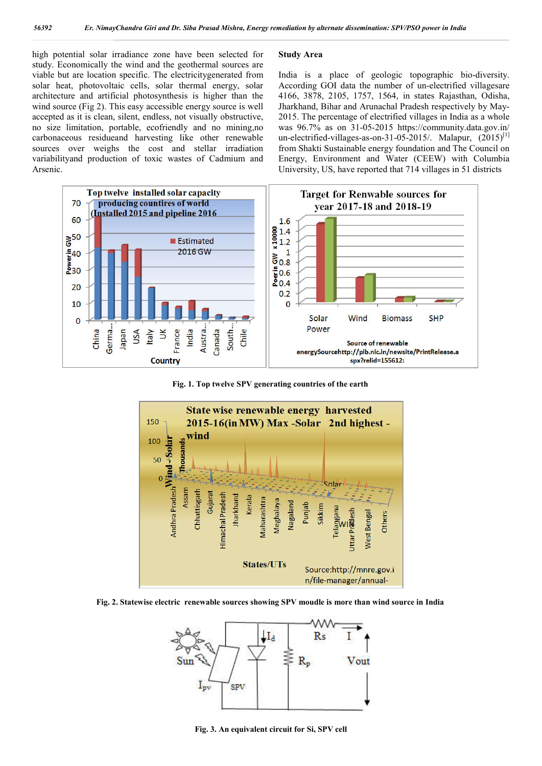high potential solar irradiance zone have been selected for study. Economically the wind and the geothermal sources are viable but are location specific. The electricitygenerated from solar heat, photovoltaic cells, solar thermal energy, solar architecture and artificial photosynthesis is higher than the wind source (Fig 2). This easy accessible energy source is well accepted as it is clean, silent, endless, not visually obstructive, no size limitation, portable, ecofriendly and no mining,no carbonaceous residueand harvesting like other renewable sources over weighs the cost and stellar irradiation variabilityand production of toxic wastes of Cadmium and Arsenic.

## Study Area

India is a place of geologic topographic bio-diversity. According GOI data the number of un-electrified villagesare 4166, 3878, 2105, 1757, 1564, in states Rajasthan, Odisha, Jharkhand, Bihar and Arunachal Pradesh respectively by May-2015. The percentage of electrified villages in India as a whole was 96.7% as on 31-05-2015 https://community.data.gov.in/un-electrified-villages-as-on-31-05-2015/. Malapur, (2015)[1] from Shakti Sustainable energy foundation and The Council on Energy, Environment and Water (CEEW) with Columbia University, US, have reported that 714 villages in 51 districts

**Fig. 1. Top twelve SPV generating countries of the earth**

**Fig. 2. Statewise electric renewable sources showing SPV moudle is more than wind source in India**

**Fig. 3. An equivalent circuit for Si, SPV cell**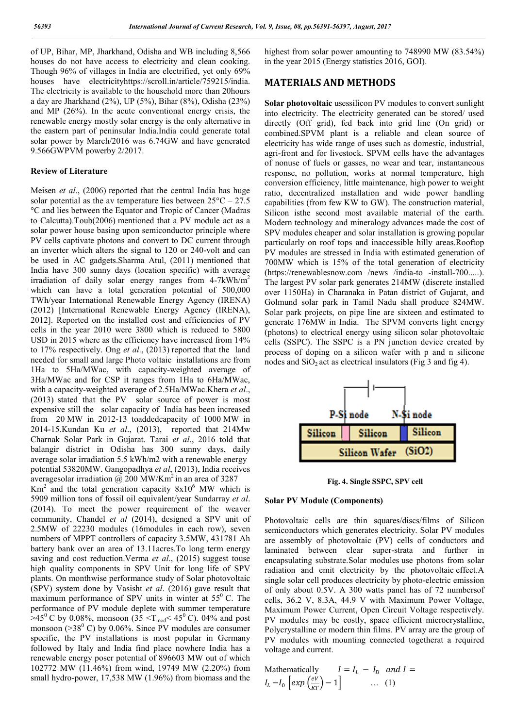of UP, Bihar, MP, Jharkhand, Odisha and WB including 8,566 houses do not have access to electricity and clean cooking. Though 96% of villages in India are electrified, yet only 69% houses have electricityhttps://scroll.in/article/759215/india. The electricity is available to the household more than 20hours a day are Jharkhand (2%), UP (5%), Bihar (8%), Odisha (23%) and MP (26%). In the acute conventional energy crisis, the renewable energy mostly solar energy is the only alternative in the eastern part of peninsular India.India could generate total solar power by March/2016 was 6.74GW and have generated 9.566GWPVM powerby 2/2017.

### Review of Literature

Meisen *et al*., (2006) reported that the central India has huge solar potential as the av temperature lies between 25°C – 27.5 °C and lies between the Equator and Tropic of Cancer (Madras to Calcutta).Toub(2006) mentioned that a PV module act as a solar power house basing upon semiconductor principle where PV cells captivate photons and convert to DC current through an inverter which alters the signal to 120 or 240-volt and can be used in AC gadgets.Sharma Atul, (2011) mentioned that India have 300 sunny days (location specific) with average irradiation of daily solar energy ranges from 4-7kWh/$m^2$ which can have a total generation potential of 500,000 TWh/year International Renewable Energy Agency (IRENA) (2012) [International Renewable Energy Agency (IRENA), 2012]. Reported on the installed cost and efficiencies of PV cells in the year 2010 were 3800 which is reduced to 5800 USD in 2015 where as the efficiency have increased from 14% to 17% respectively. Ong *et al*., (2013) reported that the land needed for small and large Photo voltaic installations are from 1Ha to 5Ha/MWac, with capacity-weighted average of 3Ha/MWac and for CSP it ranges from 1Ha to 6Ha/MWac, with a capacity-weighted average of 2.5Ha/MWac.Khera *et al*., (2013) stated that the PV solar source of power is most expensive still the solar capacity of India has been increased from 20 MW in 2012-13 toaddedcapacity of 1000 MW in 2014-15.Kundan Ku *et al*., (2013), reported that 214Mw Charnak Solar Park in Gujarat. Tarai *et al*., 2016 told that balangir district in Odisha has 300 sunny days, daily average solar irradiation 5.5 kWh/m2 with a renewable energy potential 53820MW. Gangopadhya *et al*, (2013), India receives averagesolar irradiation @ 200 MW/$Km^2$ in an area of 3287 $Km^2$ and the total generation capacity $8x10^6$ MW which is 5909 million tons of fossil oil equivalent/year Sundarray *et al*. (2014). To meet the power requirement of the weaver community, Chandel *et al* (2014), designed a SPV unit of 2.5MW of 22230 modules (16modules in each row), seven numbers of MPPT controllers of capacity 3.5MW, 431781 Ah battery bank over an area of 13.11acres.To long term energy saving and cost reduction.Verma *et al*., (2015) suggest touse high quality components in SPV Unit for long life of SPV plants. On monthwise performance study of Solar photovoltaic (SPV) system done by Vasisht *et al*. (2016) gave result that maximum performance of SPV units in winter at $55^0$ C. The performance of PV module deplete with summer temperature $>45^0$ C by 0.08%, monsoon ($35 < T_{mod} < 45^0$ C). 04% and post monsoon ($>38^0$ C) by 0.06%. Since PV modules are consumer specific, the PV installations is most popular in Germany followed by Italy and India find place nowhere India has a renewable energy poser potential of 896603 MW out of which 102772 MW (11.46%) from wind, 19749 MW (2.20%) from small hydro-power, 17,538 MW (1.96%) from biomass and the highest from solar power amounting to 748990 MW (83.54%) in the year 2015 (Energy statistics 2016, GOI).

## MATERIALS AND METHODS

**Solar photovoltaic** usessilicon PV modules to convert sunlight into electricity. The electricity generated can be stored/ used directly (Off grid), fed back into grid line (On grid) or combined.SPVM plant is a reliable and clean source of electricity has wide range of uses such as domestic, industrial, agri-front and for livestock. SPVM cells have the advantages of nonuse of fuels or gasses, no wear and tear, instantaneous response, no pollution, works at normal temperature, high conversion efficiency, little maintenance, high power to weight ratio, decentralized installation and wide power handling capabilities (from few KW to GW). The construction material, Silicon isthe second most available material of the earth. Modern technology and mineralogy advances made the cost of SPV modules cheaper and solar installation is growing popular particularly on roof tops and inaccessible hilly areas.Rooftop PV modules are stressed in India with estimated generation of 700MW which is 15% of the total generation of electricity (https://renewablesnow.com /news /india-to -install-700.....). The largest PV solar park generates 214MW (discrete installed over 1150Ha) in Charanaka in Patan district of Gujarat, and Golmund solar park in Tamil Nadu shall produce 824MW. Solar park projects, on pipe line are sixteen and estimated to generate 176MW in India. The SPVM converts light energy (photons) to electrical energy using silicon solar photovoltaic cells (SSPC). The SSPC is a PN junction device created by process of doping on a silicon wafer with p and n silicone nodes and $SiO_2$ act as electrical insulators (Fig 3 and fig 4).

P-Si node | N-Si node

Silicon | Silicon | Silicon

Silicon Wafer ($SiO_2$)

**Fig. 4. Single SSPC, SPV cell**

### Solar PV Module (Components)

Photovoltaic cells are thin squares/discs/films of Silicon semiconductors which generates electricity. Solar PV modules are assembly of photovoltaic (PV) cells of conductors and laminated between clear super-strata and further in encapsulating substrate.Solar modules use photons from solar radiation and emit electricity by the photovoltaic effect.A single solar cell produces electricity by photo-electric emission of only about 0.5V. A 300 watts panel has of 72 numbersof cells, 36.2 V, 8.3A, 44.9 V with Maximum Power Voltage, Maximum Power Current, Open Circuit Voltage respectively. PV modules may be costly, space efficient microcrystalline, Polycrystalline or modern thin films. PV array are the group of PV modules with mounting connected togetherat a required voltage and current.

Mathematically $I = I_L - I_D$ and $I = I_L - I_0 \left[exp\left(\frac{eV}{KT}\right) - 1\right]$ … (1)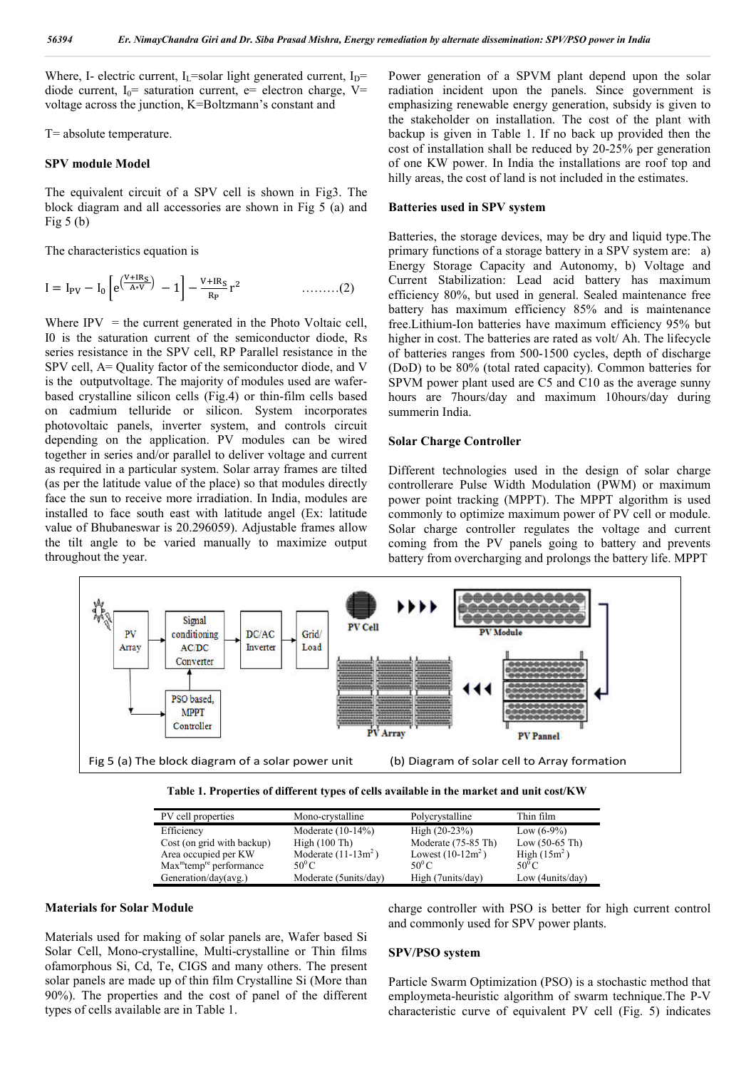Where, I- electric current, $I_L$=solar light generated current, $I_D$= diode current, $I_0$= saturation current, e= electron charge, V= voltage across the junction, K=Boltzmann's constant and

T= absolute temperature.

### SPV module Model

The equivalent circuit of a SPV cell is shown in Fig3. The block diagram and all accessories are shown in Fig 5 (a) and Fig 5 (b)

The characteristics equation is

$$I = I_{PV} - I_0\left[e^{\left(\frac{V+IR_S}{A*V}\right)} - 1\right] - \frac{V+IR_S}{R_P}r^2 \qquad \ldots\ldots\ldots(2)$$

Where IPV = the current generated in the Photo Voltaic cell, I0 is the saturation current of the semiconductor diode, Rs series resistance in the SPV cell, RP Parallel resistance in the SPV cell, A= Quality factor of the semiconductor diode, and V is the outputvoltage. The majority of modules used are wafer-based crystalline silicon cells (Fig.4) or thin-film cells based on cadmium telluride or silicon. System incorporates photovoltaic panels, inverter system, and controls circuit depending on the application. PV modules can be wired together in series and/or parallel to deliver voltage and current as required in a particular system. Solar array frames are tilted (as per the latitude value of the place) so that modules directly face the sun to receive more irradiation. In India, modules are installed to face south east with latitude angel (Ex: latitude value of Bhubaneswar is 20.296059). Adjustable frames allow the tilt angle to be varied manually to maximize output throughout the year.

Power generation of a SPVM plant depend upon the solar radiation incident upon the panels. Since government is emphasizing renewable energy generation, subsidy is given to the stakeholder on installation. The cost of the plant with backup is given in Table 1. If no back up provided then the cost of installation shall be reduced by 20-25% per generation of one KW power. In India the installations are roof top and hilly areas, the cost of land is not included in the estimates.

### Batteries used in SPV system

Batteries, the storage devices, may be dry and liquid type.The primary functions of a storage battery in a SPV system are: a) Energy Storage Capacity and Autonomy, b) Voltage and Current Stabilization: Lead acid battery has maximum efficiency 80%, but used in general. Sealed maintenance free battery has maximum efficiency 85% and is maintenance free.Lithium-Ion batteries have maximum efficiency 95% but higher in cost. The batteries are rated as volt/ Ah. The lifecycle of batteries ranges from 500-1500 cycles, depth of discharge (DoD) to be 80% (total rated capacity). Common batteries for SPVM power plant used are C5 and C10 as the average sunny hours are 7hours/day and maximum 10hours/day during summerin India.

### Solar Charge Controller

Different technologies used in the design of solar charge controllerare Pulse Width Modulation (PWM) or maximum power point tracking (MPPT). The MPPT algorithm is used commonly to optimize maximum power of PV cell or module. Solar charge controller regulates the voltage and current coming from the PV panels going to battery and prevents battery from overcharging and prolongs the battery life. MPPT charge controller with PSO is better for high current control and commonly used for SPV power plants.

Fig 5 (a) The block diagram of a solar power unit (b) Diagram of solar cell to Array formation

**Table 1. Properties of different types of cells available in the market and unit cost/KW**

| PV cell properties | Mono-crystalline | Polycrystalline | Thin film |
|---|---|---|---|
| Efficiency | Moderate (10-14%) | High (20-23%) | Low (6-9%) |
| Cost (on grid with backup) | High (100 Th) | Moderate (75-85 Th) | Low (50-65 Th) |
| Area occupied per KW | Moderate (11-13m$^2$) | Lowest (10-12m$^2$) | High (15m$^2$) |
| Max$^m$temp$^{re}$ performance | 50$^0$C | 50$^0$C | 50$^0$C |
| Generation/day(avg.) | Moderate (5units/day) | High (7units/day) | Low (4units/day) |

### Materials for Solar Module

Materials used for making of solar panels are, Wafer based Si Solar Cell, Mono-crystalline, Multi-crystalline or Thin films ofamorphous Si, Cd, Te, CIGS and many others. The present solar panels are made up of thin film Crystalline Si (More than 90%). The properties and the cost of panel of the different types of cells available are in Table 1.

### SPV/PSO system

Particle Swarm Optimization (PSO) is a stochastic method that employmeta-heuristic algorithm of swarm technique.The P-V characteristic curve of equivalent PV cell (Fig. 5) indicates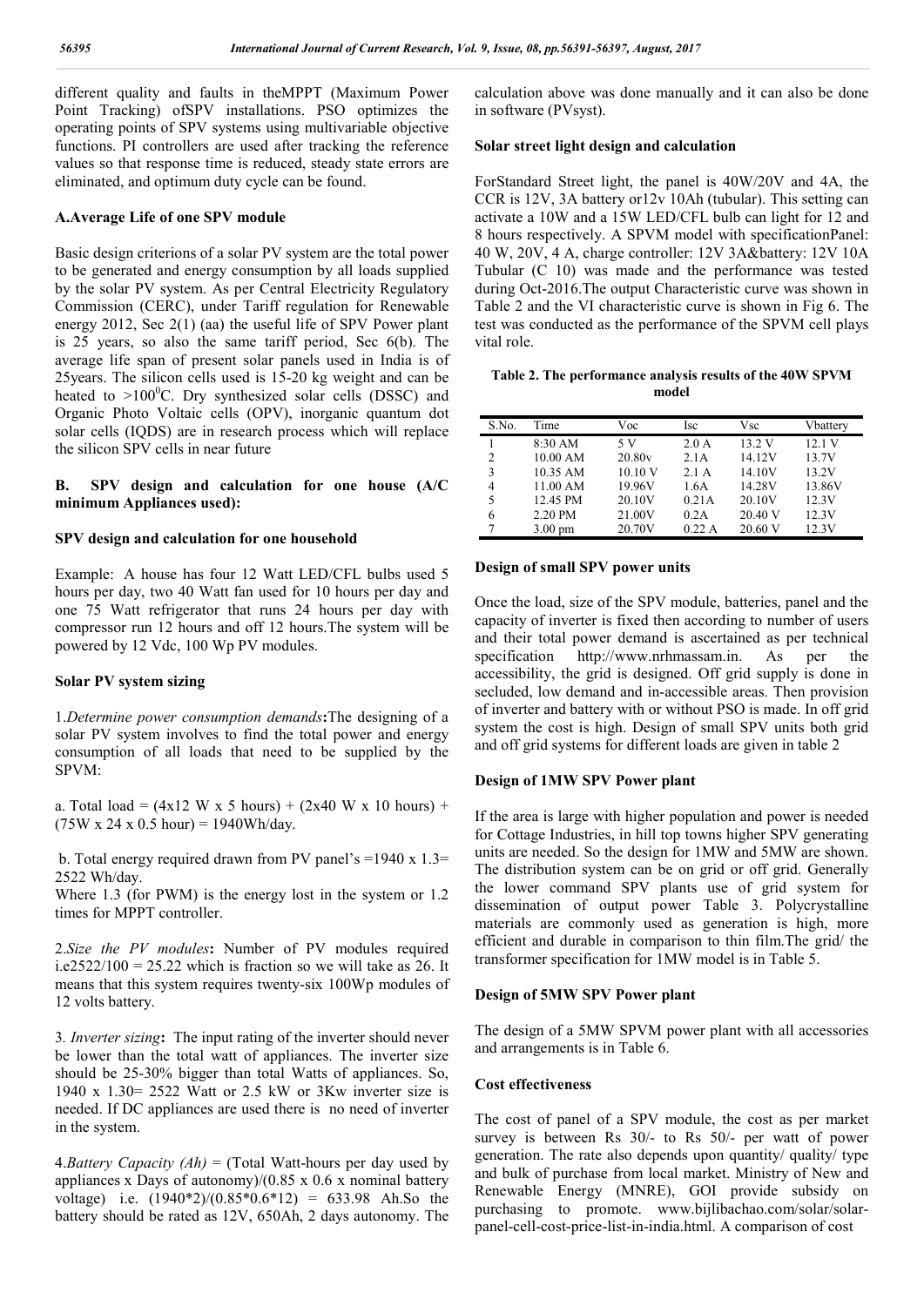different quality and faults in theMPPT (Maximum Power Point Tracking) ofSPV installations. PSO optimizes the operating points of SPV systems using multivariable objective functions. PI controllers are used after tracking the reference values so that response time is reduced, steady state errors are eliminated, and optimum duty cycle can be found.

### A.Average Life of one SPV module

Basic design criterions of a solar PV system are the total power to be generated and energy consumption by all loads supplied by the solar PV system. As per Central Electricity Regulatory Commission (CERC), under Tariff regulation for Renewable energy 2012, Sec 2(1) (aa) the useful life of SPV Power plant is 25 years, so also the same tariff period, Sec 6(b). The average life span of present solar panels used in India is of 25years. The silicon cells used is 15-20 kg weight and can be heated to $>100^0$C. Dry synthesized solar cells (DSSC) and Organic Photo Voltaic cells (OPV), inorganic quantum dot solar cells (IQDS) are in research process which will replace the silicon SPV cells in near future

### B. SPV design and calculation for one house (A/C minimum Appliances used):

#### SPV design and calculation for one household

Example: A house has four 12 Watt LED/CFL bulbs used 5 hours per day, two 40 Watt fan used for 10 hours per day and one 75 Watt refrigerator that runs 24 hours per day with compressor run 12 hours and off 12 hours.The system will be powered by 12 Vdc, 100 Wp PV modules.

#### Solar PV system sizing

1.*Determine power consumption demands*:The designing of a solar PV system involves to find the total power and energy consumption of all loads that need to be supplied by the SPVM:

a. Total load = (4x12 W x 5 hours) + (2x40 W x 10 hours) + (75W x 24 x 0.5 hour) = 1940Wh/day.

b. Total energy required drawn from PV panel's =1940 x 1.3= 2522 Wh/day.
Where 1.3 (for PWM) is the energy lost in the system or 1.2 times for MPPT controller.

2.*Size the PV modules*: Number of PV modules required i.e2522/100 = 25.22 which is fraction so we will take as 26. It means that this system requires twenty-six 100Wp modules of 12 volts battery.

3. *Inverter sizing*: The input rating of the inverter should never be lower than the total watt of appliances. The inverter size should be 25-30% bigger than total Watts of appliances. So, 1940 x 1.30= 2522 Watt or 2.5 kW or 3Kw inverter size is needed. If DC appliances are used there is no need of inverter in the system.

4.*Battery Capacity (Ah)* = (Total Watt-hours per day used by appliances x Days of autonomy)/(0.85 x 0.6 x nominal battery voltage) i.e. (1940*2)/(0.85*0.6*12) = 633.98 Ah.So the battery should be rated as 12V, 650Ah, 2 days autonomy. The calculation above was done manually and it can also be done in software (PVsyst).

#### Solar street light design and calculation

ForStandard Street light, the panel is 40W/20V and 4A, the CCR is 12V, 3A battery or12v 10Ah (tubular). This setting can activate a 10W and a 15W LED/CFL bulb can light for 12 and 8 hours respectively. A SPVM model with specificationPanel: 40 W, 20V, 4 A, charge controller: 12V 3A&battery: 12V 10A Tubular (C 10) was made and the performance was tested during Oct-2016.The output Characteristic curve was shown in Table 2 and the VI characteristic curve is shown in Fig 6. The test was conducted as the performance of the SPVM cell plays vital role.

**Table 2. The performance analysis results of the 40W SPVM model**

| S.No. | Time | Voc | Isc | Vsc | Vbattery |
|---|---|---|---|---|---|
| 1 | 8:30 AM | 5 V | 2.0 A | 13.2 V | 12.1 V |
| 2 | 10.00 AM | 20.80v | 2.1A | 14.12V | 13.7V |
| 3 | 10.35 AM | 10.10 V | 2.1 A | 14.10V | 13.2V |
| 4 | 11.00 AM | 19.96V | 1.6A | 14.28V | 13.86V |
| 5 | 12.45 PM | 20.10V | 0.21A | 20.10V | 12.3V |
| 6 | 2.20 PM | 21.00V | 0.2A | 20.40 V | 12.3V |
| 7 | 3.00 pm | 20.70V | 0.22 A | 20.60 V | 12.3V |

#### Design of small SPV power units

Once the load, size of the SPV module, batteries, panel and the capacity of inverter is fixed then according to number of users and their total power demand is ascertained as per technical specification http://www.nrhmassam.in. As per the accessibility, the grid is designed. Off grid supply is done in secluded, low demand and in-accessible areas. Then provision of inverter and battery with or without PSO is made. In off grid system the cost is high. Design of small SPV units both grid and off grid systems for different loads are given in table 2

#### Design of 1MW SPV Power plant

If the area is large with higher population and power is needed for Cottage Industries, in hill top towns higher SPV generating units are needed. So the design for 1MW and 5MW are shown. The distribution system can be on grid or off grid. Generally the lower command SPV plants use of grid system for dissemination of output power Table 3. Polycrystalline materials are commonly used as generation is high, more efficient and durable in comparison to thin film.The grid/ the transformer specification for 1MW model is in Table 5.

#### Design of 5MW SPV Power plant

The design of a 5MW SPVM power plant with all accessories and arrangements is in Table 6.

#### Cost effectiveness

The cost of panel of a SPV module, the cost as per market survey is between Rs 30/- to Rs 50/- per watt of power generation. The rate also depends upon quantity/ quality/ type and bulk of purchase from local market. Ministry of New and Renewable Energy (MNRE), GOI provide subsidy on purchasing to promote. www.bijlibachao.com/solar/solar-panel-cell-cost-price-list-in-india.html. A comparison of cost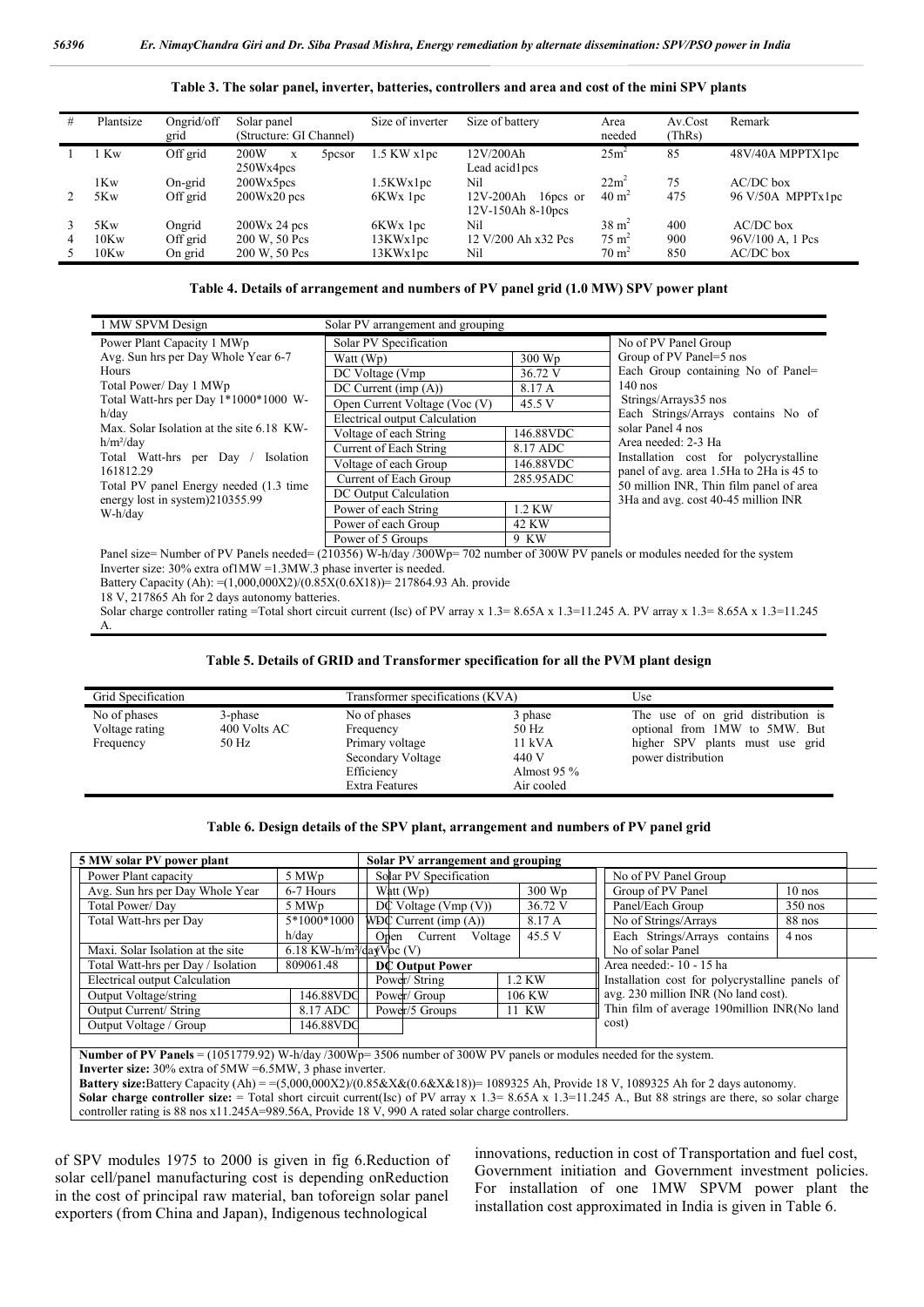**Table 3. The solar panel, inverter, batteries, controllers and area and cost of the mini SPV plants**

| # | Plantsize | Ongrid/off grid | Solar panel (Structure: GI Channel) | Size of inverter | Size of battery | Area needed | Av.Cost (ThRs) | Remark |
|---|---|---|---|---|---|---|---|---|
| 1 | 1 Kw | Off grid | 200W x 5pcsor 250Wx4pcs | 1.5 KW x1pc | 12V/200Ah Lead acid1pcs | 25m$^2$ | 85 | 48V/40A MPPTX1pc |
| | 1Kw | On-grid | 200Wx5pcs | 1.5KWx1pc | Nil | 22m$^2$ | 75 | AC/DC box |
| 2 | 5Kw | Off grid | 200Wx20 pcs | 6KWx 1pc | 12V-200Ah 16pcs or 12V-150Ah 8-10pcs | 40 m$^2$ | 475 | 96 V/50A MPPTx1pc |
| 3 | 5Kw | Ongrid | 200Wx 24 pcs | 6KWx 1pc | Nil | 38 m$^2$ | 400 | AC/DC box |
| 4 | 10Kw | Off grid | 200 W, 50 Pcs | 13KWx1pc | 12 V/200 Ah x32 Pcs | 75 m$^2$ | 900 | 96V/100 A, 1 Pcs |
| 5 | 10Kw | On grid | 200 W, 50 Pcs | 13KWx1pc | Nil | 70 m$^2$ | 850 | AC/DC box |

**Table 4. Details of arrangement and numbers of PV panel grid (1.0 MW) SPV power plant**

| 1 MW SPVM Design | Solar PV arrangement and grouping | | |
|---|---|---|---|
| Power Plant Capacity 1 MWp<br>Avg. Sun hrs per Day Whole Year 6-7 Hours<br>Total Power/ Day 1 MWp<br>Total Watt-hrs per Day 1\*1000\*1000 W-h/day<br>Max. Solar Isolation at the site 6.18 KW-h/m²/day<br>Total Watt-hrs per Day / Isolation 161812.29<br>Total PV panel Energy needed (1.3 time energy lost in system)210355.99 W-h/day | Solar PV Specification | | No of PV Panel Group<br>Group of PV Panel=5 nos<br>Each Group containing No of Panel= 140 nos<br>Strings/Arrays35 nos<br>Each Strings/Arrays contains No of solar Panel 4 nos<br>Area needed: 2-3 Ha<br>Installation cost for polycrystalline panel of avg. area 1.5Ha to 2Ha is 45 to 50 million INR, Thin film panel of area 3Ha and avg. cost 40-45 million INR |
| | Watt (Wp) | 300 Wp | |
| | DC Voltage (Vmp | 36.72 V | |
| | DC Current (imp (A)) | 8.17 A | |
| | Open Current Voltage (Voc (V) | 45.5 V | |
| | Electrical output Calculation | | |
| | Voltage of each String | 146.88VDC | |
| | Current of Each String | 8.17 ADC | |
| | Voltage of each Group | 146.88VDC | |
| | Current of Each Group | 285.95ADC | |
| | DC Output Calculation | | |
| | Power of each String | 1.2 KW | |
| | Power of each Group | 42 KW | |
| | Power of 5 Groups | 9 KW | |

Panel size= Number of PV Panels needed= (210356) W-h/day /300Wp= 702 number of 300W PV panels or modules needed for the system
Inverter size: 30% extra of1MW =1.3MW.3 phase inverter is needed.
Battery Capacity (Ah): =(1,000,000X2)/(0.85X(0.6X18))= 217864.93 Ah. provide
18 V, 217865 Ah for 2 days autonomy batteries.
Solar charge controller rating =Total short circuit current (Isc) of PV array x 1.3= 8.65A x 1.3=11.245 A. PV array x 1.3= 8.65A x 1.3=11.245 A.

**Table 5. Details of GRID and Transformer specification for all the PVM plant design**

| Grid Specification | | Transformer specifications (KVA) | | Use |
|---|---|---|---|---|
| No of phases | 3-phase | No of phases | 3 phase | The use of on grid distribution is optional from 1MW to 5MW. But higher SPV plants must use grid power distribution |
| Voltage rating | 400 Volts AC | Frequency | 50 Hz | |
| Frequency | 50 Hz | Primary voltage | 11 kVA | |
| | | Secondary Voltage | 440 V | |
| | | Efficiency | Almost 95 % | |
| | | Extra Features | Air cooled | |

**Table 6. Design details of the SPV plant, arrangement and numbers of PV panel grid**

| 5 MW solar PV power plant | | Solar PV arrangement and grouping | | | |
|---|---|---|---|---|---|
| Power Plant capacity | 5 MWp | Solar PV Specification | | No of PV Panel Group | |
| Avg. Sun hrs per Day Whole Year | 6-7 Hours | Watt (Wp) | 300 Wp | Group of PV Panel | 10 nos |
| Total Power/ Day | 5 MWp | DC Voltage (Vmp (V)) | 36.72 V | Panel/Each Group | 350 nos |
| Total Watt-hrs per Day | 5\*1000\*1000 h/day | WDC Current (imp (A)) | 8.17 A | No of Strings/Arrays | 88 nos |
| Maxi. Solar Isolation at the site | 6.18 KW-h/m²/day | Open Current Voltage Voc (V) | 45.5 V | Each Strings/Arrays contains No of solar Panel | 4 nos |
| Total Watt-hrs per Day / Isolation | 809061.48 | DC Output Power | | Area needed:- 10 - 15 ha | |
| Electrical output Calculation | | Power/ String | 1.2 KW | Installation cost for polycrystalline panels of avg. 230 million INR (No land cost). Thin film of average 190million INR(No land cost) | |
| Output Voltage/string | 146.88VDC | Power/ Group | 106 KW | | |
| Output Current/ String | 8.17 ADC | Power/5 Groups | 11 KW | | |
| Output Voltage / Group | 146.88VDC | | | | |

**Number of PV Panels** = (1051779.92) W-h/day /300Wp= 3506 number of 300W PV panels or modules needed for the system.
**Inverter size:** 30% extra of 5MW =6.5MW, 3 phase inverter.
**Battery size:**Battery Capacity (Ah) = =(5,000,000X2)/(0.85&X&(0.6&X&18))= 1089325 Ah, Provide 18 V, 1089325 Ah for 2 days autonomy.
**Solar charge controller size:** = Total short circuit current(Isc) of PV array x 1.3= 8.65A x 1.3=11.245 A., But 88 strings are there, so solar charge controller rating is 88 nos x11.245A=989.56A, Provide 18 V, 990 A rated solar charge controllers.

of SPV modules 1975 to 2000 is given in fig 6.Reduction of solar cell/panel manufacturing cost is depending onReduction in the cost of principal raw material, ban toforeign solar panel exporters (from China and Japan), Indigenous technological innovations, reduction in cost of Transportation and fuel cost, Government initiation and Government investment policies. For installation of one 1MW SPVM power plant the installation cost approximated in India is given in Table 6.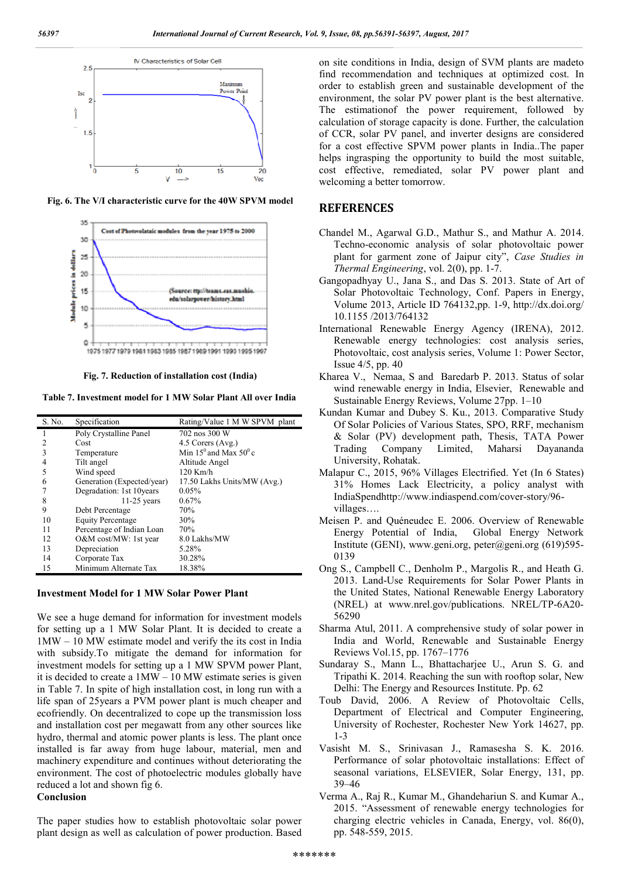IV Characteristics of Solar Cell

2.5

Isc

2

1.5

1

0 5 10 15 20

V —> Voc

Maximum Power Point

Fig. 6. The V/I characteristic curve for the 40W SPVM model

Cost of Photovoltaic modules from the year 1975 to 2000

Module prices in dollars

35 30 25 20 15 10 5 0

1975 1977 1979 1981 1983 1985 1987 1989 1991 1993 1995 1997

(Source: ttp://teams.eas.muohio.edu/solarpower/history.html

Fig. 7. Reduction of installation cost (India)

Table 7. Investment model for 1 MW Solar Plant All over India

| S. No. | Specification | Rating/Value 1 M W SPVM plant |
|---|---|---|
| 1 | Poly Crystalline Panel | 702 nos 300 W |
| 2 | Cost | 4.5 Corers (Avg.) |
| 3 | Temperature | Min $15^0$ and Max $50^0$ c |
| 4 | Tilt angel | Altitude Angel |
| 5 | Wind speed | 120 Km/h |
| 6 | Generation (Expected/year) | 17.50 Lakhs Units/MW (Avg.) |
| 7 | Degradation: 1st 10years | 0.05% |
| 8 | 11-25 years | 0.67% |
| 9 | Debt Percentage | 70% |
| 10 | Equity Percentage | 30% |
| 11 | Percentage of Indian Loan | 70% |
| 12 | O&M cost/MW: 1st year | 8.0 Lakhs/MW |
| 13 | Depreciation | 5.28% |
| 14 | Corporate Tax | 30.28% |
| 15 | Minimum Alternate Tax | 18.38% |

### Investment Model for 1 MW Solar Power Plant

We see a huge demand for information for investment models for setting up a 1 MW Solar Plant. It is decided to create a 1MW – 10 MW estimate model and verify the its cost in India with subsidy.To mitigate the demand for information for investment models for setting up a 1 MW SPVM power Plant, it is decided to create a 1MW – 10 MW estimate series is given in Table 7. In spite of high installation cost, in long run with a life span of 25years a PVM power plant is much cheaper and ecofriendly. On decentralized to cope up the transmission loss and installation cost per megawatt from any other sources like hydro, thermal and atomic power plants is less. The plant once installed is far away from huge labour, material, men and machinery expenditure and continues without deteriorating the environment. The cost of photoelectric modules globally have reduced a lot and shown fig 6.

### Conclusion

The paper studies how to establish photovoltaic solar power plant design as well as calculation of power production. Based on site conditions in India, design of SVM plants are madeto find recommendation and techniques at optimized cost. In order to establish green and sustainable development of the environment, the solar PV power plant is the best alternative. The estimationof the power requirement, followed by calculation of storage capacity is done. Further, the calculation of CCR, solar PV panel, and inverter designs are considered for a cost effective SPVM power plants in India..The paper helps ingrasping the opportunity to build the most suitable, cost effective, remediated, solar PV power plant and welcoming a better tomorrow.

## REFERENCES

Chandel M., Agarwal G.D., Mathur S., and Mathur A. 2014. Techno-economic analysis of solar photovoltaic power plant for garment zone of Jaipur city", *Case Studies in Thermal Engineering*, vol. 2(0), pp. 1-7.

Gangopadhyay U., Jana S., and Das S. 2013. State of Art of Solar Photovoltaic Technology, Conf. Papers in Energy, Volume 2013, Article ID 764132,pp. 1-9, http://dx.doi.org/ 10.1155 /2013/764132

International Renewable Energy Agency (IRENA), 2012. Renewable energy technologies: cost analysis series, Photovoltaic, cost analysis series, Volume 1: Power Sector, Issue 4/5, pp. 40

Kharea V., Nemaa, S and Baredarb P. 2013. Status of solar wind renewable energy in India, Elsevier, Renewable and Sustainable Energy Reviews, Volume 27pp. 1–10

Kundan Kumar and Dubey S. Ku., 2013. Comparative Study Of Solar Policies of Various States, SPO, RRF, mechanism & Solar (PV) development path, Thesis, TATA Power Trading Company Limited, Maharsi Dayananda University, Rohatak.

Malapur C., 2015, 96% Villages Electrified. Yet (In 6 States) 31% Homes Lack Electricity, a policy analyst with IndiaSpendhttp://www.indiaspend.com/cover-story/96-villages….

Meisen P. and Quéneudec E. 2006. Overview of Renewable Energy Potential of India, Global Energy Network Institute (GENI), www.geni.org, peter@geni.org (619)595-0139

Ong S., Campbell C., Denholm P., Margolis R., and Heath G. 2013. Land-Use Requirements for Solar Power Plants in the United States, National Renewable Energy Laboratory (NREL) at www.nrel.gov/publications. NREL/TP-6A20-56290

Sharma Atul, 2011. A comprehensive study of solar power in India and World, Renewable and Sustainable Energy Reviews Vol.15, pp. 1767–1776

Sundaray S., Mann L., Bhattacharjee U., Arun S. G. and Tripathi K. 2014. Reaching the sun with rooftop solar, New Delhi: The Energy and Resources Institute. Pp. 62

Toub David, 2006. A Review of Photovoltaic Cells, Department of Electrical and Computer Engineering, University of Rochester, Rochester New York 14627, pp. 1-3

Vasisht M. S., Srinivasan J., Ramasesha S. K. 2016. Performance of solar photovoltaic installations: Effect of seasonal variations, ELSEVIER, Solar Energy, 131, pp. 39–46

Verma A., Raj R., Kumar M., Ghandehariun S. and Kumar A., 2015. "Assessment of renewable energy technologies for charging electric vehicles in Canada, Energy, vol. 86(0), pp. 548-559, 2015.

\*\*\*\*\*\*\*